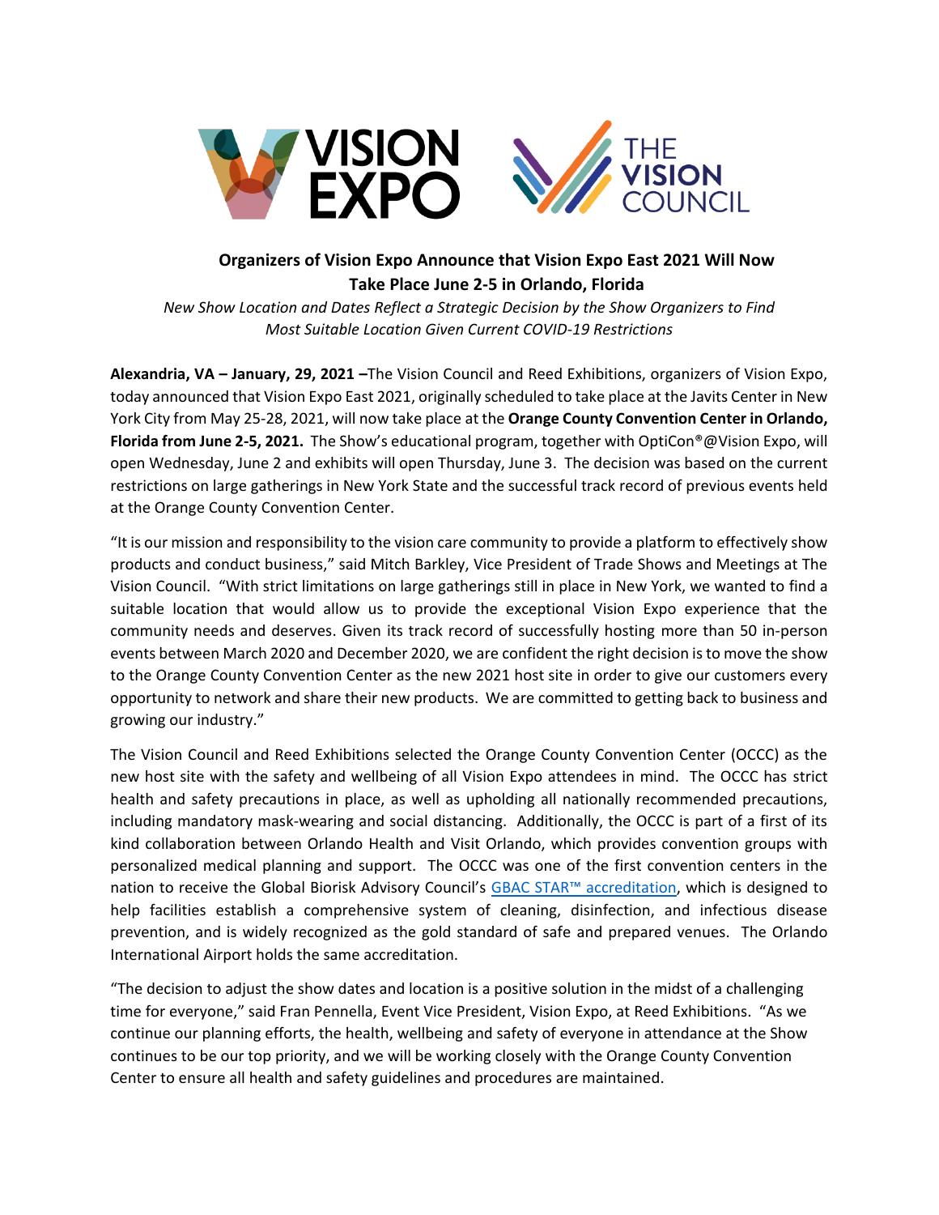# Organizers of Vision Expo Announce that Vision Expo East 2021 Will Now Take Place June 2-5 in Orlando, Florida

*New Show Location and Dates Reflect a Strategic Decision by the Show Organizers to Find Most Suitable Location Given Current COVID-19 Restrictions*

**Alexandria, VA – January, 29, 2021 –**The Vision Council and Reed Exhibitions, organizers of Vision Expo, today announced that Vision Expo East 2021, originally scheduled to take place at the Javits Center in New York City from May 25-28, 2021, will now take place at the **Orange County Convention Center in Orlando, Florida from June 2-5, 2021.** The Show's educational program, together with OptiCon®@Vision Expo, will open Wednesday, June 2 and exhibits will open Thursday, June 3. The decision was based on the current restrictions on large gatherings in New York State and the successful track record of previous events held at the Orange County Convention Center.

"It is our mission and responsibility to the vision care community to provide a platform to effectively show products and conduct business," said Mitch Barkley, Vice President of Trade Shows and Meetings at The Vision Council. "With strict limitations on large gatherings still in place in New York, we wanted to find a suitable location that would allow us to provide the exceptional Vision Expo experience that the community needs and deserves. Given its track record of successfully hosting more than 50 in-person events between March 2020 and December 2020, we are confident the right decision is to move the show to the Orange County Convention Center as the new 2021 host site in order to give our customers every opportunity to network and share their new products. We are committed to getting back to business and growing our industry."

The Vision Council and Reed Exhibitions selected the Orange County Convention Center (OCCC) as the new host site with the safety and wellbeing of all Vision Expo attendees in mind. The OCCC has strict health and safety precautions in place, as well as upholding all nationally recommended precautions, including mandatory mask-wearing and social distancing. Additionally, the OCCC is part of a first of its kind collaboration between Orlando Health and Visit Orlando, which provides convention groups with personalized medical planning and support. The OCCC was one of the first convention centers in the nation to receive the Global Biorisk Advisory Council's GBAC STAR™ accreditation, which is designed to help facilities establish a comprehensive system of cleaning, disinfection, and infectious disease prevention, and is widely recognized as the gold standard of safe and prepared venues. The Orlando International Airport holds the same accreditation.

"The decision to adjust the show dates and location is a positive solution in the midst of a challenging time for everyone," said Fran Pennella, Event Vice President, Vision Expo, at Reed Exhibitions. "As we continue our planning efforts, the health, wellbeing and safety of everyone in attendance at the Show continues to be our top priority, and we will be working closely with the Orange County Convention Center to ensure all health and safety guidelines and procedures are maintained.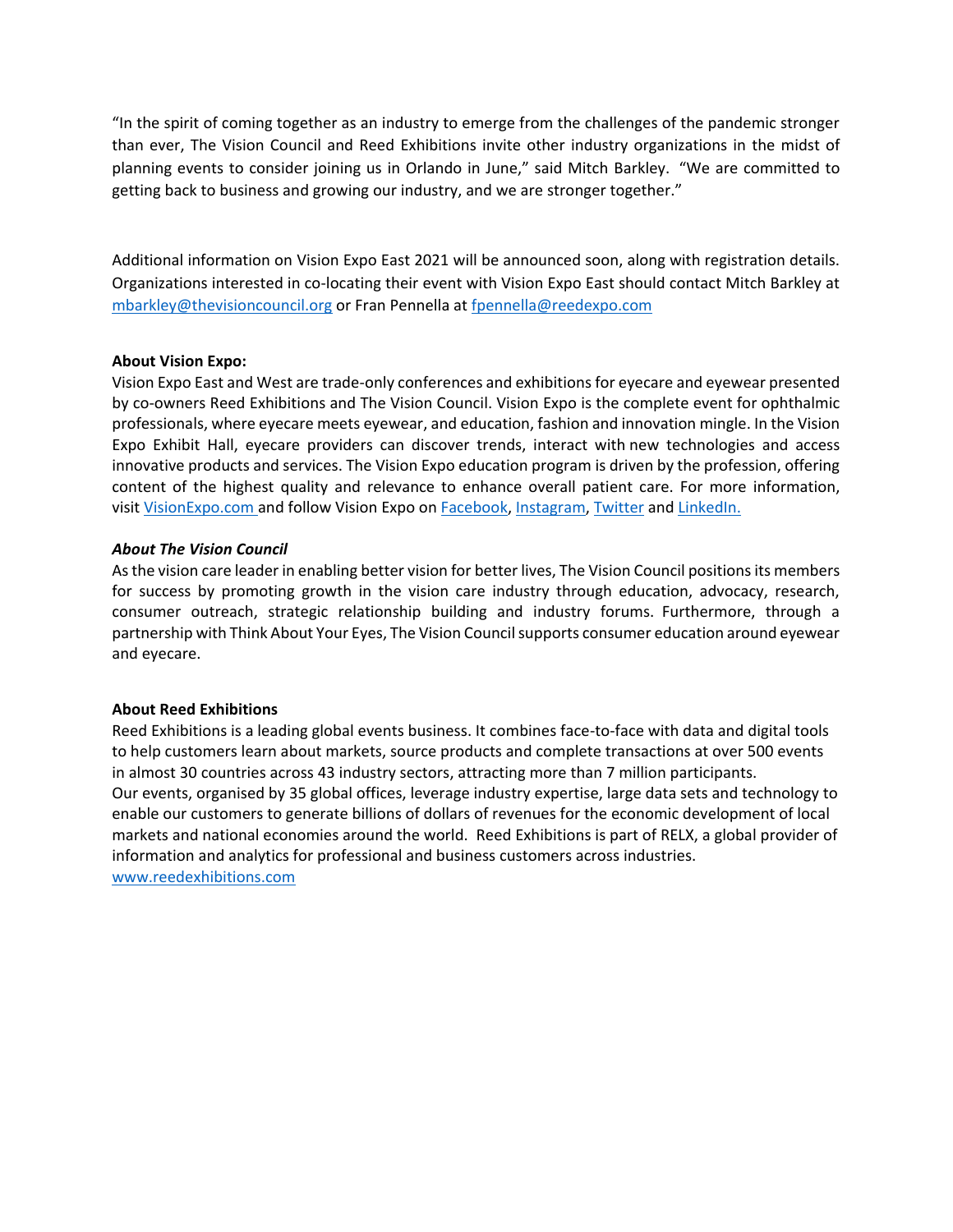"In the spirit of coming together as an industry to emerge from the challenges of the pandemic stronger than ever, The Vision Council and Reed Exhibitions invite other industry organizations in the midst of planning events to consider joining us in Orlando in June," said Mitch Barkley. "We are committed to getting back to business and growing our industry, and we are stronger together."

Additional information on Vision Expo East 2021 will be announced soon, along with registration details. Organizations interested in co-locating their event with Vision Expo East should contact Mitch Barkley at mbarkley@thevisioncouncil.org or Fran Pennella at fpennella@reedexpo.com

**About Vision Expo:**

Vision Expo East and West are trade-only conferences and exhibitions for eyecare and eyewear presented by co-owners Reed Exhibitions and The Vision Council. Vision Expo is the complete event for ophthalmic professionals, where eyecare meets eyewear, and education, fashion and innovation mingle. In the Vision Expo Exhibit Hall, eyecare providers can discover trends, interact with new technologies and access innovative products and services. The Vision Expo education program is driven by the profession, offering content of the highest quality and relevance to enhance overall patient care. For more information, visit VisionExpo.com and follow Vision Expo on Facebook, Instagram, Twitter and LinkedIn.

***About The Vision Council***

As the vision care leader in enabling better vision for better lives, The Vision Council positions its members for success by promoting growth in the vision care industry through education, advocacy, research, consumer outreach, strategic relationship building and industry forums. Furthermore, through a partnership with Think About Your Eyes, The Vision Council supports consumer education around eyewear and eyecare.

**About Reed Exhibitions**

Reed Exhibitions is a leading global events business. It combines face-to-face with data and digital tools to help customers learn about markets, source products and complete transactions at over 500 events in almost 30 countries across 43 industry sectors, attracting more than 7 million participants.
Our events, organised by 35 global offices, leverage industry expertise, large data sets and technology to enable our customers to generate billions of dollars of revenues for the economic development of local markets and national economies around the world. Reed Exhibitions is part of RELX, a global provider of information and analytics for professional and business customers across industries.
www.reedexhibitions.com